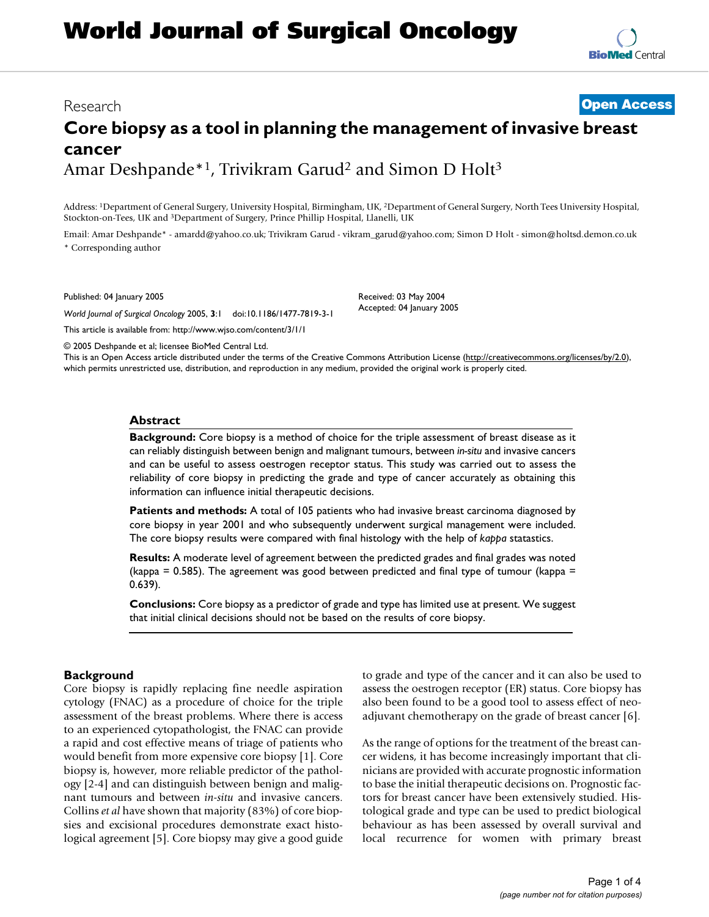# World Journal of Surgical Oncology

Research

**Open Access**

# Core biopsy as a tool in planning the management of invasive breast cancer

Amar Deshpande*[1], Trivikram Garud[2] and Simon D Holt[3]

Address: [1]Department of General Surgery, University Hospital, Birmingham, UK, [2]Department of General Surgery, North Tees University Hospital, Stockton-on-Tees, UK and [3]Department of Surgery, Prince Phillip Hospital, Llanelli, UK

Email: Amar Deshpande* - amardd@yahoo.co.uk; Trivikram Garud - vikram_garud@yahoo.com; Simon D Holt - simon@holtsd.demon.co.uk

\* Corresponding author

Published: 04 January 2005

*World Journal of Surgical Oncology* 2005, **3**:1 doi:10.1186/1477-7819-3-1

Received: 03 May 2004
Accepted: 04 January 2005

This article is available from: http://www.wjso.com/content/3/1/1

© 2005 Deshpande et al; licensee BioMed Central Ltd.

This is an Open Access article distributed under the terms of the Creative Commons Attribution License (http://creativecommons.org/licenses/by/2.0), which permits unrestricted use, distribution, and reproduction in any medium, provided the original work is properly cited.

## Abstract

**Background:** Core biopsy is a method of choice for the triple assessment of breast disease as it can reliably distinguish between benign and malignant tumours, between *in-situ* and invasive cancers and can be useful to assess oestrogen receptor status. This study was carried out to assess the reliability of core biopsy in predicting the grade and type of cancer accurately as obtaining this information can influence initial therapeutic decisions.

**Patients and methods:** A total of 105 patients who had invasive breast carcinoma diagnosed by core biopsy in year 2001 and who subsequently underwent surgical management were included. The core biopsy results were compared with final histology with the help of *kappa* statastics.

**Results:** A moderate level of agreement between the predicted grades and final grades was noted (kappa = 0.585). The agreement was good between predicted and final type of tumour (kappa = 0.639).

**Conclusions:** Core biopsy as a predictor of grade and type has limited use at present. We suggest that initial clinical decisions should not be based on the results of core biopsy.

## Background

Core biopsy is rapidly replacing fine needle aspiration cytology (FNAC) as a procedure of choice for the triple assessment of the breast problems. Where there is access to an experienced cytopathologist, the FNAC can provide a rapid and cost effective means of triage of patients who would benefit from more expensive core biopsy [1]. Core biopsy is, however, more reliable predictor of the pathology [2-4] and can distinguish between benign and malignant tumours and between *in-situ* and invasive cancers. Collins *et al* have shown that majority (83%) of core biopsies and excisional procedures demonstrate exact histological agreement [5]. Core biopsy may give a good guide to grade and type of the cancer and it can also be used to assess the oestrogen receptor (ER) status. Core biopsy has also been found to be a good tool to assess effect of neo-adjuvant chemotherapy on the grade of breast cancer [6].

As the range of options for the treatment of the breast cancer widens, it has become increasingly important that clinicians are provided with accurate prognostic information to base the initial therapeutic decisions on. Prognostic factors for breast cancer have been extensively studied. Histological grade and type can be used to predict biological behaviour as has been assessed by overall survival and local recurrence for women with primary breast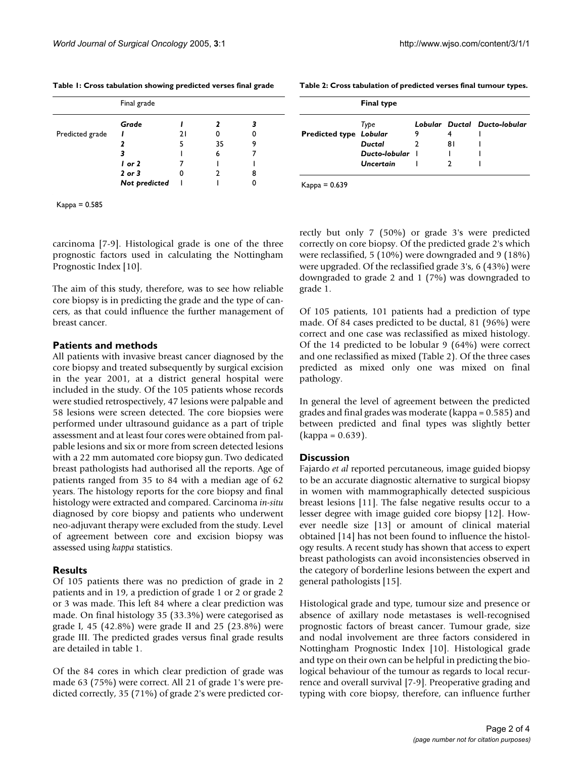**Table 1: Cross tabulation showing predicted verses final grade**

| | Final grade | | | |
|---|---|---|---|---|
| | ***Grade*** | ***1*** | ***2*** | ***3*** |
| Predicted grade | ***1*** | 21 | 0 | 0 |
| | ***2*** | 5 | 35 | 9 |
| | ***3*** | 1 | 6 | 7 |
| | ***1 or 2*** | 7 | 1 | 1 |
| | ***2 or 3*** | 0 | 2 | 8 |
| | ***Not predicted*** | 1 | 1 | 0 |

Kappa = 0.585

**Table 2: Cross tabulation of predicted verses final tumour types.**

| | **Final type** | | | |
|---|---|---|---|---|
| | *Type* | ***Lobular*** | ***Ductal*** | ***Ducto-lobular*** |
| **Predicted type** | ***Lobular*** | 9 | 4 | 1 |
| | ***Ductal*** | 2 | 81 | 1 |
| | ***Ducto-lobular*** | 1 | 1 | 1 |
| | ***Uncertain*** | 1 | 2 | 1 |

Kappa = 0.639

carcinoma [7-9]. Histological grade is one of the three prognostic factors used in calculating the Nottingham Prognostic Index [10].

The aim of this study, therefore, was to see how reliable core biopsy is in predicting the grade and the type of cancers, as that could influence the further management of breast cancer.

## Patients and methods

All patients with invasive breast cancer diagnosed by the core biopsy and treated subsequently by surgical excision in the year 2001, at a district general hospital were included in the study. Of the 105 patients whose records were studied retrospectively, 47 lesions were palpable and 58 lesions were screen detected. The core biopsies were performed under ultrasound guidance as a part of triple assessment and at least four cores were obtained from palpable lesions and six or more from screen detected lesions with a 22 mm automated core biopsy gun. Two dedicated breast pathologists had authorised all the reports. Age of patients ranged from 35 to 84 with a median age of 62 years. The histology reports for the core biopsy and final histology were extracted and compared. Carcinoma *in-situ* diagnosed by core biopsy and patients who underwent neo-adjuvant therapy were excluded from the study. Level of agreement between core and excision biopsy was assessed using *kappa* statistics.

## Results

Of 105 patients there was no prediction of grade in 2 patients and in 19, a prediction of grade 1 or 2 or grade 2 or 3 was made. This left 84 where a clear prediction was made. On final histology 35 (33.3%) were categorised as grade I, 45 (42.8%) were grade II and 25 (23.8%) were grade III. The predicted grades versus final grade results are detailed in table 1.

Of the 84 cores in which clear prediction of grade was made 63 (75%) were correct. All 21 of grade 1's were predicted correctly, 35 (71%) of grade 2's were predicted correctly but only 7 (50%) or grade 3's were predicted correctly on core biopsy. Of the predicted grade 2's which were reclassified, 5 (10%) were downgraded and 9 (18%) were upgraded. Of the reclassified grade 3's, 6 (43%) were downgraded to grade 2 and 1 (7%) was downgraded to grade 1.

Of 105 patients, 101 patients had a prediction of type made. Of 84 cases predicted to be ductal, 81 (96%) were correct and one case was reclassified as mixed histology. Of the 14 predicted to be lobular 9 (64%) were correct and one reclassified as mixed (Table 2). Of the three cases predicted as mixed only one was mixed on final pathology.

In general the level of agreement between the predicted grades and final grades was moderate (kappa = 0.585) and between predicted and final types was slightly better (kappa = 0.639).

## Discussion

Fajardo *et al* reported percutaneous, image guided biopsy to be an accurate diagnostic alternative to surgical biopsy in women with mammographically detected suspicious breast lesions [11]. The false negative results occur to a lesser degree with image guided core biopsy [12]. However needle size [13] or amount of clinical material obtained [14] has not been found to influence the histology results. A recent study has shown that access to expert breast pathologists can avoid inconsistencies observed in the category of borderline lesions between the expert and general pathologists [15].

Histological grade and type, tumour size and presence or absence of axillary node metastases is well-recognised prognostic factors of breast cancer. Tumour grade, size and nodal involvement are three factors considered in Nottingham Prognostic Index [10]. Histological grade and type on their own can be helpful in predicting the biological behaviour of the tumour as regards to local recurrence and overall survival [7-9]. Preoperative grading and typing with core biopsy, therefore, can influence further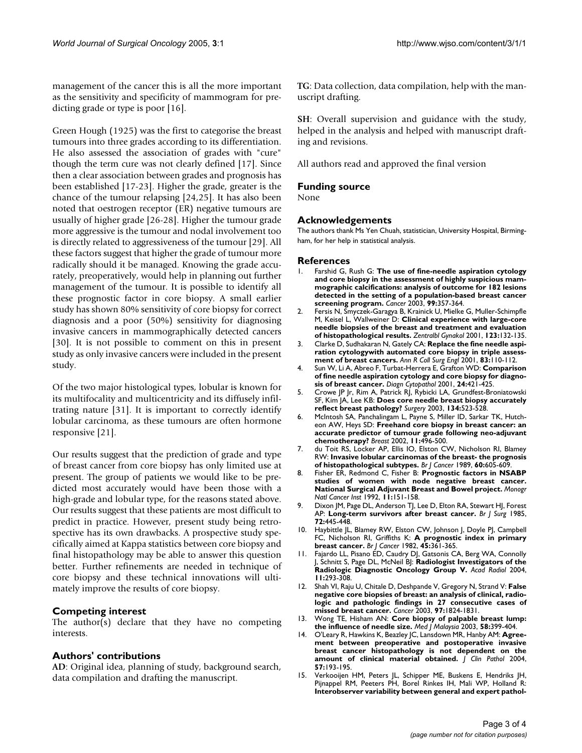management of the cancer this is all the more important as the sensitivity and specificity of mammogram for predicting grade or type is poor [16].

Green Hough (1925) was the first to categorise the breast tumours into three grades according to its differentiation. He also assessed the association of grades with "cure" though the term cure was not clearly defined [17]. Since then a clear association between grades and prognosis has been established [17-23]. Higher the grade, greater is the chance of the tumour relapsing [24,25]. It has also been noted that oestrogen receptor (ER) negative tumours are usually of higher grade [26-28]. Higher the tumour grade more aggressive is the tumour and nodal involvement too is directly related to aggressiveness of the tumour [29]. All these factors suggest that higher the grade of tumour more radically should it be managed. Knowing the grade accurately, preoperatively, would help in planning out further management of the tumour. It is possible to identify all these prognostic factor in core biopsy. A small earlier study has shown 80% sensitivity of core biopsy for correct diagnosis and a poor (50%) sensitivity for diagnosing invasive cancers in mammographically detected cancers [30]. It is not possible to comment on this in present study as only invasive cancers were included in the present study.

Of the two major histological types, lobular is known for its multifocality and multicentricity and its diffusely infiltrating nature [31]. It is important to correctly identify lobular carcinoma, as these tumours are often hormone responsive [21].

Our results suggest that the prediction of grade and type of breast cancer from core biopsy has only limited use at present. The group of patients we would like to be predicted most accurately would have been those with a high-grade and lobular type, for the reasons stated above. Our results suggest that these patients are most difficult to predict in practice. However, present study being retrospective has its own drawbacks. A prospective study specifically aimed at Kappa statistics between core biopsy and final histopathology may be able to answer this question better. Further refinements are needed in technique of core biopsy and these technical innovations will ultimately improve the results of core biopsy.

## Competing interest

The author(s) declare that they have no competing interests.

## Authors' contributions

**AD**: Original idea, planning of study, background search, data compilation and drafting the manuscript.

**TG**: Data collection, data compilation, help with the manuscript drafting.

**SH**: Overall supervision and guidance with the study, helped in the analysis and helped with manuscript drafting and revisions.

All authors read and approved the final version

## Funding source

None

## Acknowledgements

The authors thank Ms Yen Chuah, statistician, University Hospital, Birmingham, for her help in statistical analysis.

## References

1. Farshid G, Rush G: **The use of fine-needle aspiration cytology and core biopsy in the assessment of highly suspicious mammographic calcifications: analysis of outcome for 182 lesions detected in the setting of a population-based breast cancer screening program.** *Cancer* 2003, **99:**357-364.
2. Fersis N, Smyczek-Garagya B, Krainick U, Mielke G, Muller-Schimpfle M, Keisel L, Wallweiner D: **Clinical experience with large-core needle biopsies of the breast and treatment and evaluation of histopathological results.** *Zentralbl Gynakol* 2001, **123:**132-135.
3. Clarke D, Sudhakaran N, Gately CA: **Replace the fine needle aspiration cytologywith automated core biopsy in triple assessment of breast cancers.** *Ann R Coll Surg Engl* 2001, **83:**110-112.
4. Sun W, Li A, Abreo F, Turbat-Herrera E, Grafton WD: **Comparison of fine needle aspiration cytology and core biopsy for diagnosis of breast cancer.** *Diagn Cytopathol* 2001, **24:**421-425.
5. Crowe JP Jr, Rim A, Patrick RJ, Rybicki LA, Grundfest-Broniatowski SF, Kim JA, Lee KB: **Does core needle breast biopsy accurately reflect breast pathology?** *Surgery* 2003, **134:**523-528.
6. McIntosh SA, Panchalingam L, Payne S, Miller ID, Sarkar TK, Hutcheon AW, Heys SD: **Freehand core biopsy in breast cancer: an accurate predictor of tumour grade following neo-adjuvant chemotherapy?** *Breast* 2002, **11:**496-500.
7. du Toit RS, Locker AP, Ellis IO, Elston CW, Nicholson RI, Blamey RW: **Invasive lobular carcinomas of the breast- the prognosis of histopathological subtypes.** *Br J Cancer* 1989, **60:**605-609.
8. Fisher ER, Redmond C, Fisher B: **Prognostic factors in NSABP studies of women with node negative breast cancer. National Surgical Adjuvant Breast and Bowel project.** *Monogr Natl Cancer Inst* 1992, **11:**151-158.
9. Dixon JM, Page DL, Anderson TJ, Lee D, Elton RA, Stewart HJ, Forest AP: **Long-term survivors after breast cancer.** *Br J Surg* 1985, **72:**445-448.
10. Haybittle JL, Blamey RW, Elston CW, Johnson J, Doyle PJ, Campbell FC, Nicholson RI, Griffiths K: **A prognostic index in primary breast cancer.** *Br J Cancer* 1982, **45:**361-365.
11. Fajardo LL, Pisano ED, Caudry DJ, Gatsonis CA, Berg WA, Connolly J, Schnitt S, Page DL, McNeil BJ: **Radiologist Investigators of the Radiologic Diagnostic Oncology Group V.** *Acad Radiol* 2004, **11:**293-308.
12. Shah VI, Raju U, Chitale D, Deshpande V, Gregory N, Strand V: **False negative core biopsies of breast: an analysis of clinical, radiologic and pathologic findings in 27 consecutive cases of missed breast cancer.** *Cancer* 2003, **97:**1824-1831.
13. Wong TE, Hisham AN: **Core biopsy of palpable breast lump: the influence of needle size.** *Med J Malaysia* 2003, **58:**399-404.
14. O'Leary R, Hawkins K, Beazley JC, Lansdown MR, Hanby AM: **Agreement between preoperative and postoperative invasive breast cancer histopathology is not dependent on the amount of clinical material obtained.** *J Clin Pathol* 2004, **57:**193-195.
15. Verkooijen HM, Peters JL, Schipper ME, Buskens E, Hendriks JH, Pijnappel RM, Peeters PH, Borel Rinkes IH, Mali WP, Holland R: **Interobserver variability between general and expert pathol-**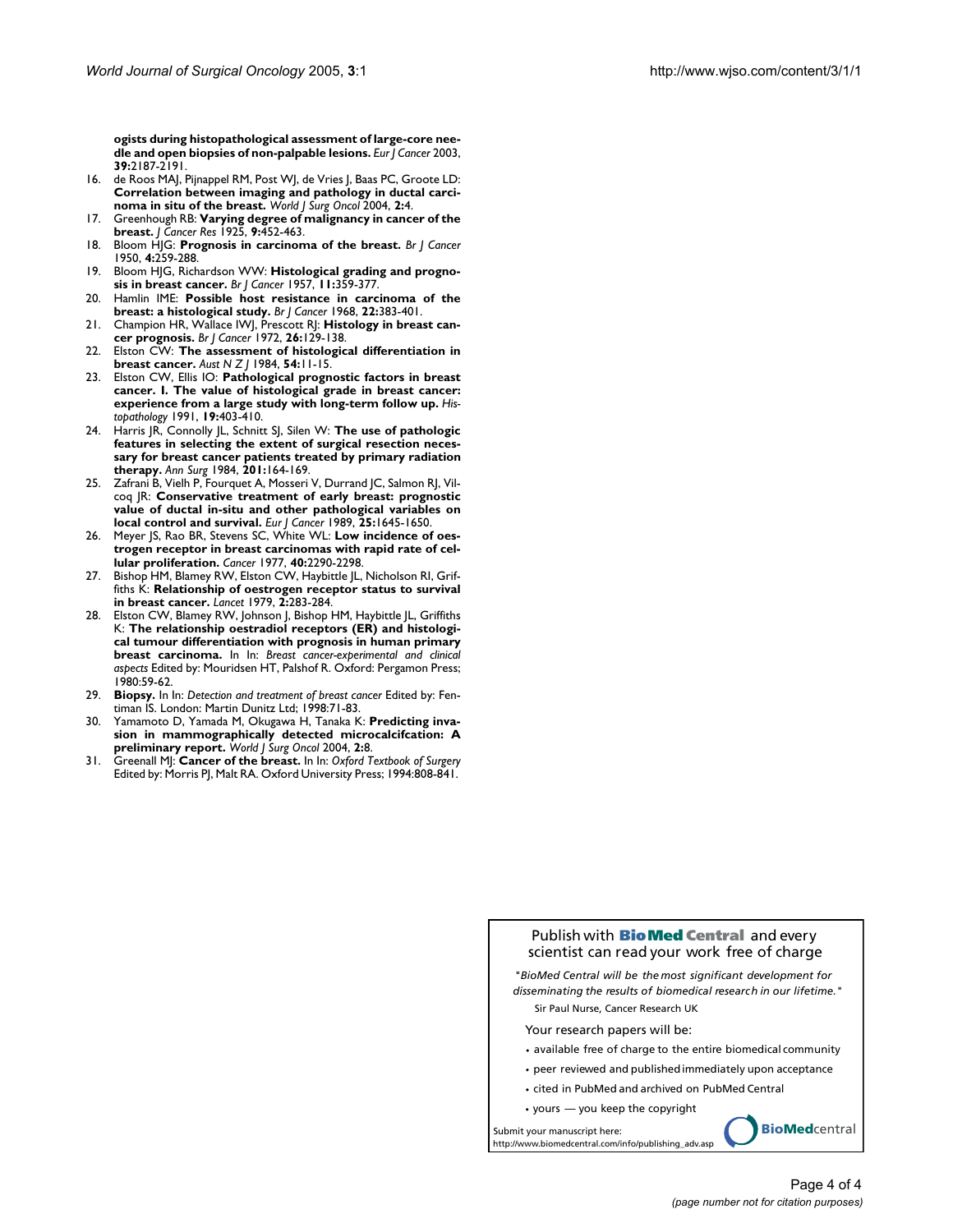**ogists during histopathological assessment of large-core needle and open biopsies of non-palpable lesions.** *Eur J Cancer* 2003, **39:**2187-2191.

16. de Roos MAJ, Pijnappel RM, Post WJ, de Vries J, Baas PC, Groote LD: **Correlation between imaging and pathology in ductal carcinoma in situ of the breast.** *World J Surg Oncol* 2004, **2:**4.
17. Greenhough RB: **Varying degree of malignancy in cancer of the breast.** *J Cancer Res* 1925, **9:**452-463.
18. Bloom HJG: **Prognosis in carcinoma of the breast.** *Br J Cancer* 1950, **4:**259-288.
19. Bloom HJG, Richardson WW: **Histological grading and prognosis in breast cancer.** *Br J Cancer* 1957, **11:**359-377.
20. Hamlin IME: **Possible host resistance in carcinoma of the breast: a histological study.** *Br J Cancer* 1968, **22:**383-401.
21. Champion HR, Wallace IWJ, Prescott RJ: **Histology in breast cancer prognosis.** *Br J Cancer* 1972, **26:**129-138.
22. Elston CW: **The assessment of histological differentiation in breast cancer.** *Aust N Z J* 1984, **54:**11-15.
23. Elston CW, Ellis IO: **Pathological prognostic factors in breast cancer. I. The value of histological grade in breast cancer: experience from a large study with long-term follow up.** *Histopathology* 1991, **19:**403-410.
24. Harris JR, Connolly JL, Schnitt SJ, Silen W: **The use of pathologic features in selecting the extent of surgical resection necessary for breast cancer patients treated by primary radiation therapy.** *Ann Surg* 1984, **201:**164-169.
25. Zafrani B, Vielh P, Fourquet A, Mosseri V, Durrand JC, Salmon RJ, Vilcoq JR: **Conservative treatment of early breast: prognostic value of ductal in-situ and other pathological variables on local control and survival.** *Eur J Cancer* 1989, **25:**1645-1650.
26. Meyer JS, Rao BR, Stevens SC, White WL: **Low incidence of oestrogen receptor in breast carcinomas with rapid rate of cellular proliferation.** *Cancer* 1977, **40:**2290-2298.
27. Bishop HM, Blamey RW, Elston CW, Haybittle JL, Nicholson RI, Griffiths K: **Relationship of oestrogen receptor status to survival in breast cancer.** *Lancet* 1979, **2:**283-284.
28. Elston CW, Blamey RW, Johnson J, Bishop HM, Haybittle JL, Griffiths K: **The relationship oestradiol receptors (ER) and histological tumour differentiation with prognosis in human primary breast carcinoma.** In In: *Breast cancer-experimental and clinical aspects* Edited by: Mouridsen HT, Palshof R. Oxford: Pergamon Press; 1980:59-62.
29. **Biopsy.** In In: *Detection and treatment of breast cancer* Edited by: Fentiman IS. London: Martin Dunitz Ltd; 1998:71-83.
30. Yamamoto D, Yamada M, Okugawa H, Tanaka K: **Predicting invasion in mammographically detected microcalcifcation: A preliminary report.** *World J Surg Oncol* 2004, **2:**8.
31. Greenall MJ: **Cancer of the breast.** In In: *Oxford Textbook of Surgery* Edited by: Morris PJ, Malt RA. Oxford University Press; 1994:808-841.

Publish with **BioMed Central** and every scientist can read your work free of charge

*"BioMed Central will be the most significant development for disseminating the results of biomedical research in our lifetime."*

Sir Paul Nurse, Cancer Research UK

Your research papers will be:

- available free of charge to the entire biomedical community
- peer reviewed and published immediately upon acceptance
- cited in PubMed and archived on PubMed Central
- yours — you keep the copyright

Submit your manuscript here:
http://www.biomedcentral.com/info/publishing_adv.asp

**BioMed**central